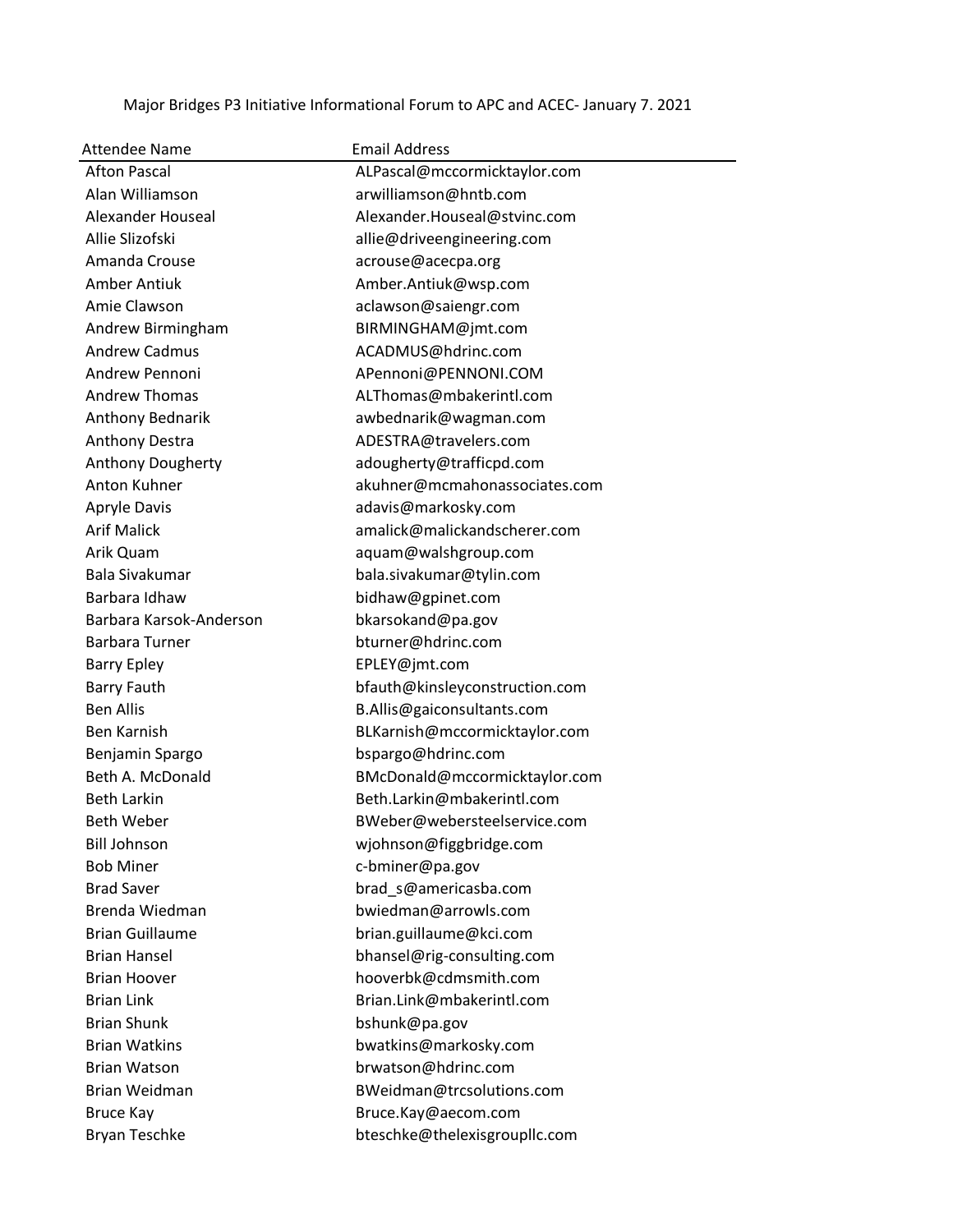Major Bridges P3 Initiative Informational Forum to APC and ACEC- January 7. 2021

| Attendee Name | Email Address |
| --- | --- |
| Afton Pascal | ALPascal@mccormicktaylor.com |
| Alan Williamson | arwilliamson@hntb.com |
| Alexander Houseal | Alexander.Houseal@stvinc.com |
| Allie Slizofski | allie@driveengineering.com |
| Amanda Crouse | acrouse@acecpa.org |
| Amber Antiuk | Amber.Antiuk@wsp.com |
| Amie Clawson | aclawson@saiengr.com |
| Andrew Birmingham | BIRMINGHAM@jmt.com |
| Andrew Cadmus | ACADMUS@hdrinc.com |
| Andrew Pennoni | APennoni@PENNONI.COM |
| Andrew Thomas | ALThomas@mbakerintl.com |
| Anthony Bednarik | awbednarik@wagman.com |
| Anthony Destra | ADESTRA@travelers.com |
| Anthony Dougherty | adougherty@trafficpd.com |
| Anton Kuhner | akuhner@mcmahonassociates.com |
| Apryle Davis | adavis@markosky.com |
| Arif Malick | amalick@malickandscherer.com |
| Arik Quam | aquam@walshgroup.com |
| Bala Sivakumar | bala.sivakumar@tylin.com |
| Barbara Idhaw | bidhaw@gpinet.com |
| Barbara Karsok-Anderson | bkarsokand@pa.gov |
| Barbara Turner | bturner@hdrinc.com |
| Barry Epley | EPLEY@jmt.com |
| Barry Fauth | bfauth@kinsleyconstruction.com |
| Ben Allis | B.Allis@gaiconsultants.com |
| Ben Karnish | BLKarnish@mccormicktaylor.com |
| Benjamin Spargo | bspargo@hdrinc.com |
| Beth A. McDonald | BMcDonald@mccormicktaylor.com |
| Beth Larkin | Beth.Larkin@mbakerintl.com |
| Beth Weber | BWeber@webersteelservice.com |
| Bill Johnson | wjohnson@figgbridge.com |
| Bob Miner | c-bminer@pa.gov |
| Brad Saver | brad_s@americasba.com |
| Brenda Wiedman | bwiedman@arrowls.com |
| Brian Guillaume | brian.guillaume@kci.com |
| Brian Hansel | bhansel@rig-consulting.com |
| Brian Hoover | hooverbk@cdmsmith.com |
| Brian Link | Brian.Link@mbakerintl.com |
| Brian Shunk | bshunk@pa.gov |
| Brian Watkins | bwatkins@markosky.com |
| Brian Watson | brwatson@hdrinc.com |
| Brian Weidman | BWeidman@trcsolutions.com |
| Bruce Kay | Bruce.Kay@aecom.com |
| Bryan Teschke | bteschke@thelexisgroupllc.com |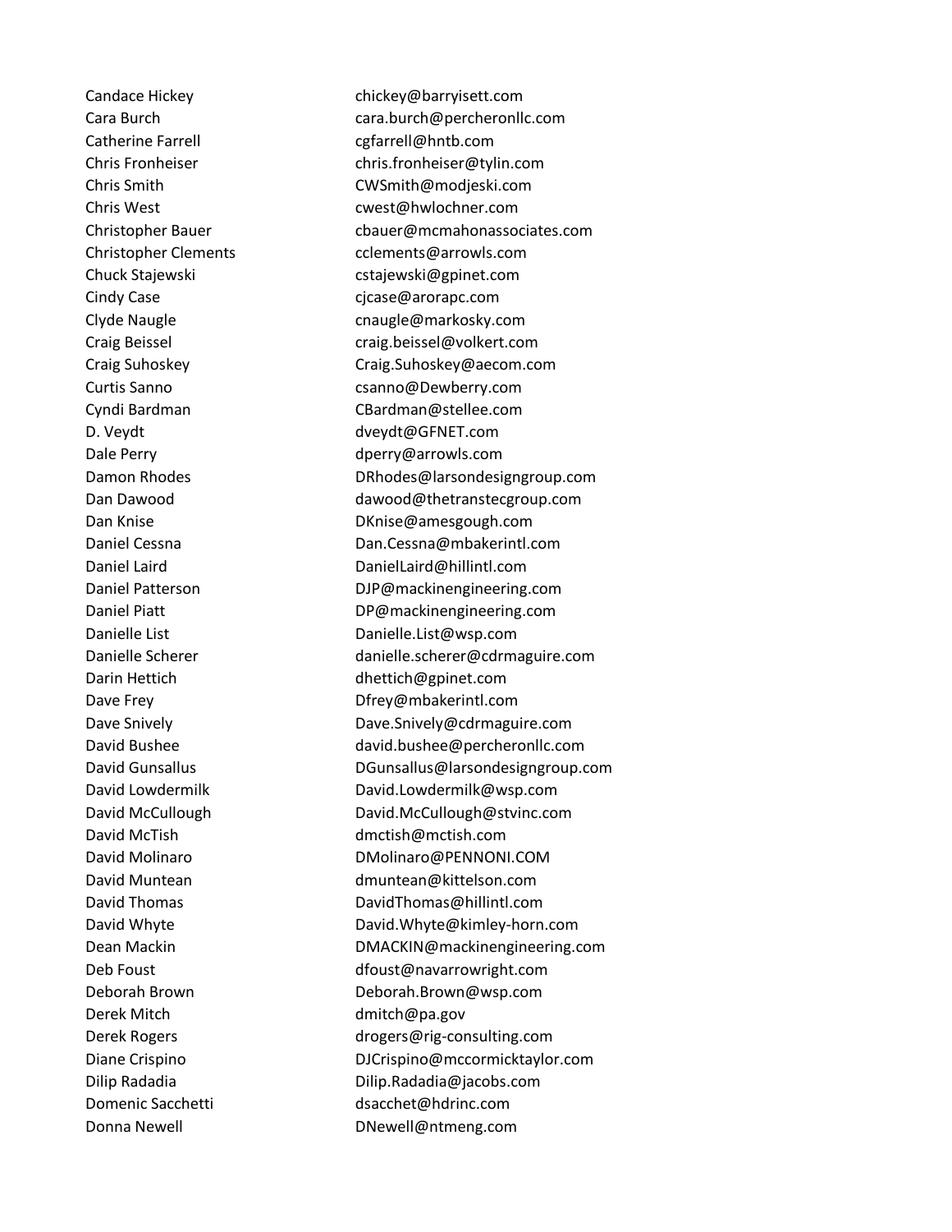| | |
|---|---|
| Candace Hickey | chickey@barryisett.com |
| Cara Burch | cara.burch@percheronllc.com |
| Catherine Farrell | cgfarrell@hntb.com |
| Chris Fronheiser | chris.fronheiser@tylin.com |
| Chris Smith | CWSmith@modjeski.com |
| Chris West | cwest@hwlochner.com |
| Christopher Bauer | cbauer@mcmahonassociates.com |
| Christopher Clements | cclements@arrowls.com |
| Chuck Stajewski | cstajewski@gpinet.com |
| Cindy Case | cjcase@arorapc.com |
| Clyde Naugle | cnaugle@markosky.com |
| Craig Beissel | craig.beissel@volkert.com |
| Craig Suhoskey | Craig.Suhoskey@aecom.com |
| Curtis Sanno | csanno@Dewberry.com |
| Cyndi Bardman | CBardman@stellee.com |
| D. Veydt | dveydt@GFNET.com |
| Dale Perry | dperry@arrowls.com |
| Damon Rhodes | DRhodes@larsondesigngroup.com |
| Dan Dawood | dawood@thetranstecgroup.com |
| Dan Knise | DKnise@amesgough.com |
| Daniel Cessna | Dan.Cessna@mbakerintl.com |
| Daniel Laird | DanielLaird@hillintl.com |
| Daniel Patterson | DJP@mackinengineering.com |
| Daniel Piatt | DP@mackinengineering.com |
| Danielle List | Danielle.List@wsp.com |
| Danielle Scherer | danielle.scherer@cdrmaguire.com |
| Darin Hettich | dhettich@gpinet.com |
| Dave Frey | Dfrey@mbakerintl.com |
| Dave Snively | Dave.Snively@cdrmaguire.com |
| David Bushee | david.bushee@percheronllc.com |
| David Gunsallus | DGunsallus@larsondesigngroup.com |
| David Lowdermilk | David.Lowdermilk@wsp.com |
| David McCullough | David.McCullough@stvinc.com |
| David McTish | dmctish@mctish.com |
| David Molinaro | DMolinaro@PENNONI.COM |
| David Muntean | dmuntean@kittelson.com |
| David Thomas | DavidThomas@hillintl.com |
| David Whyte | David.Whyte@kimley-horn.com |
| Dean Mackin | DMACKIN@mackinengineering.com |
| Deb Foust | dfoust@navarrowright.com |
| Deborah Brown | Deborah.Brown@wsp.com |
| Derek Mitch | dmitch@pa.gov |
| Derek Rogers | drogers@rig-consulting.com |
| Diane Crispino | DJCrispino@mccormicktaylor.com |
| Dilip Radadia | Dilip.Radadia@jacobs.com |
| Domenic Sacchetti | dsacchet@hdrinc.com |
| Donna Newell | DNewell@ntmeng.com |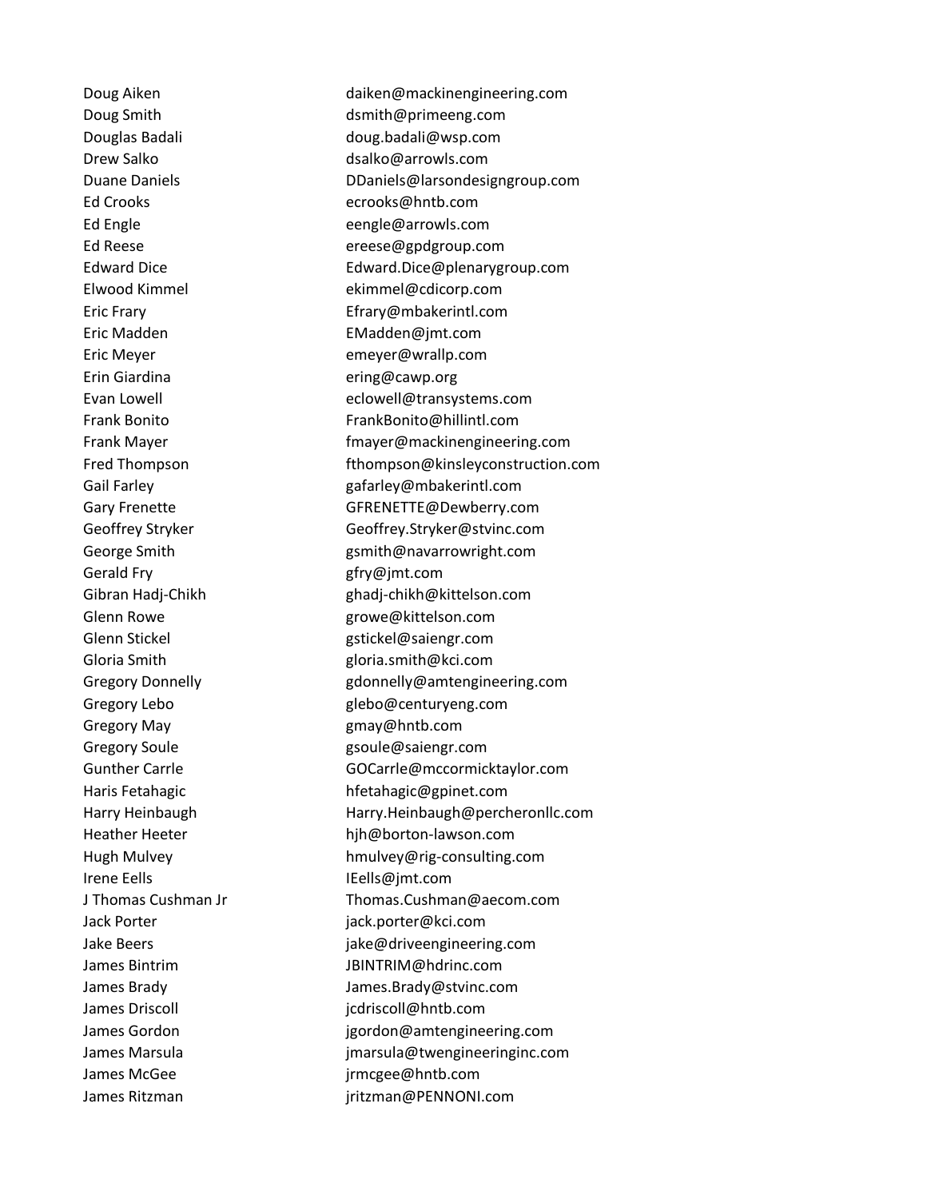| | |
|---|---|
| Doug Aiken | daiken@mackinengineering.com |
| Doug Smith | dsmith@primeeng.com |
| Douglas Badali | doug.badali@wsp.com |
| Drew Salko | dsalko@arrowls.com |
| Duane Daniels | DDaniels@larsondesigngroup.com |
| Ed Crooks | ecrooks@hntb.com |
| Ed Engle | eengle@arrowls.com |
| Ed Reese | ereese@gpdgroup.com |
| Edward Dice | Edward.Dice@plenarygroup.com |
| Elwood Kimmel | ekimmel@cdicorp.com |
| Eric Frary | Efrary@mbakerintl.com |
| Eric Madden | EMadden@jmt.com |
| Eric Meyer | emeyer@wrallp.com |
| Erin Giardina | ering@cawp.org |
| Evan Lowell | eclowell@transystems.com |
| Frank Bonito | FrankBonito@hillintl.com |
| Frank Mayer | fmayer@mackinengineering.com |
| Fred Thompson | fthompson@kinsleyconstruction.com |
| Gail Farley | gafarley@mbakerintl.com |
| Gary Frenette | GFRENETTE@Dewberry.com |
| Geoffrey Stryker | Geoffrey.Stryker@stvinc.com |
| George Smith | gsmith@navarrowright.com |
| Gerald Fry | gfry@jmt.com |
| Gibran Hadj-Chikh | ghadj-chikh@kittelson.com |
| Glenn Rowe | growe@kittelson.com |
| Glenn Stickel | gstickel@saiengr.com |
| Gloria Smith | gloria.smith@kci.com |
| Gregory Donnelly | gdonnelly@amtengineering.com |
| Gregory Lebo | glebo@centuryeng.com |
| Gregory May | gmay@hntb.com |
| Gregory Soule | gsoule@saiengr.com |
| Gunther Carrle | GOCarrle@mccormicktaylor.com |
| Haris Fetahagic | hfetahagic@gpinet.com |
| Harry Heinbaugh | Harry.Heinbaugh@percheronllc.com |
| Heather Heeter | hjh@borton-lawson.com |
| Hugh Mulvey | hmulvey@rig-consulting.com |
| Irene Eells | IEells@jmt.com |
| J Thomas Cushman Jr | Thomas.Cushman@aecom.com |
| Jack Porter | jack.porter@kci.com |
| Jake Beers | jake@driveengineering.com |
| James Bintrim | JBINTRIM@hdrinc.com |
| James Brady | James.Brady@stvinc.com |
| James Driscoll | jcdriscoll@hntb.com |
| James Gordon | jgordon@amtengineering.com |
| James Marsula | jmarsula@twengineeringinc.com |
| James McGee | jrmcgee@hntb.com |
| James Ritzman | jritzman@PENNONI.com |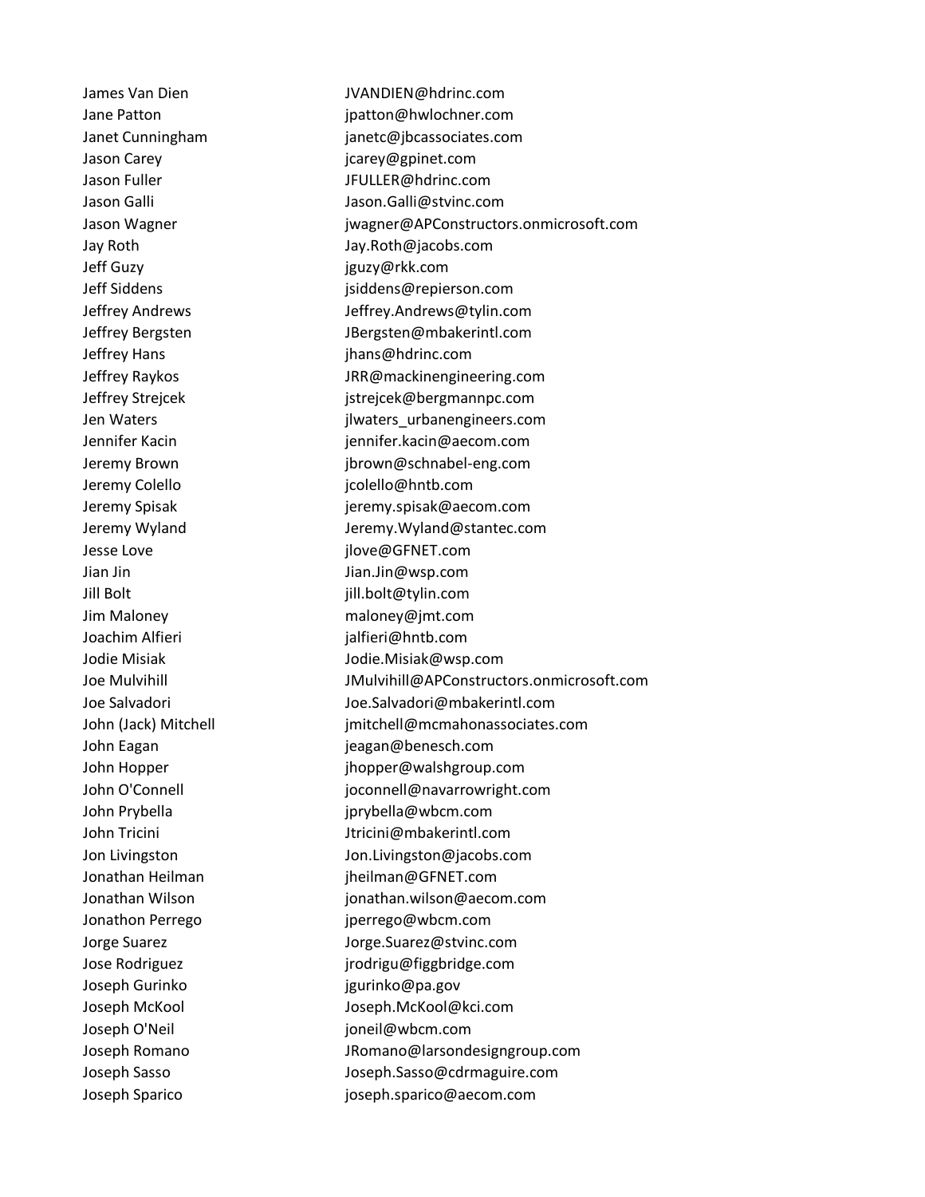| | |
|---|---|
| James Van Dien | JVANDIEN@hdrinc.com |
| Jane Patton | jpatton@hwlochner.com |
| Janet Cunningham | janetc@jbcassociates.com |
| Jason Carey | jcarey@gpinet.com |
| Jason Fuller | JFULLER@hdrinc.com |
| Jason Galli | Jason.Galli@stvinc.com |
| Jason Wagner | jwagner@APConstructors.onmicrosoft.com |
| Jay Roth | Jay.Roth@jacobs.com |
| Jeff Guzy | jguzy@rkk.com |
| Jeff Siddens | jsiddens@repierson.com |
| Jeffrey Andrews | Jeffrey.Andrews@tylin.com |
| Jeffrey Bergsten | JBergsten@mbakerintl.com |
| Jeffrey Hans | jhans@hdrinc.com |
| Jeffrey Raykos | JRR@mackinengineering.com |
| Jeffrey Strejcek | jstrejcek@bergmannpc.com |
| Jen Waters | jlwaters_urbanengineers.com |
| Jennifer Kacin | jennifer.kacin@aecom.com |
| Jeremy Brown | jbrown@schnabel-eng.com |
| Jeremy Colello | jcolello@hntb.com |
| Jeremy Spisak | jeremy.spisak@aecom.com |
| Jeremy Wyland | Jeremy.Wyland@stantec.com |
| Jesse Love | jlove@GFNET.com |
| Jian Jin | Jian.Jin@wsp.com |
| Jill Bolt | jill.bolt@tylin.com |
| Jim Maloney | maloney@jmt.com |
| Joachim Alfieri | jalfieri@hntb.com |
| Jodie Misiak | Jodie.Misiak@wsp.com |
| Joe Mulvihill | JMulvihill@APConstructors.onmicrosoft.com |
| Joe Salvadori | Joe.Salvadori@mbakerintl.com |
| John (Jack) Mitchell | jmitchell@mcmahonassociates.com |
| John Eagan | jeagan@benesch.com |
| John Hopper | jhopper@walshgroup.com |
| John O'Connell | joconnell@navarrowright.com |
| John Prybella | jprybella@wbcm.com |
| John Tricini | Jtricini@mbakerintl.com |
| Jon Livingston | Jon.Livingston@jacobs.com |
| Jonathan Heilman | jheilman@GFNET.com |
| Jonathan Wilson | jonathan.wilson@aecom.com |
| Jonathon Perrego | jperrego@wbcm.com |
| Jorge Suarez | Jorge.Suarez@stvinc.com |
| Jose Rodriguez | jrodrigu@figgbridge.com |
| Joseph Gurinko | jgurinko@pa.gov |
| Joseph McKool | Joseph.McKool@kci.com |
| Joseph O'Neil | joneil@wbcm.com |
| Joseph Romano | JRomano@larsondesigngroup.com |
| Joseph Sasso | Joseph.Sasso@cdrmaguire.com |
| Joseph Sparico | joseph.sparico@aecom.com |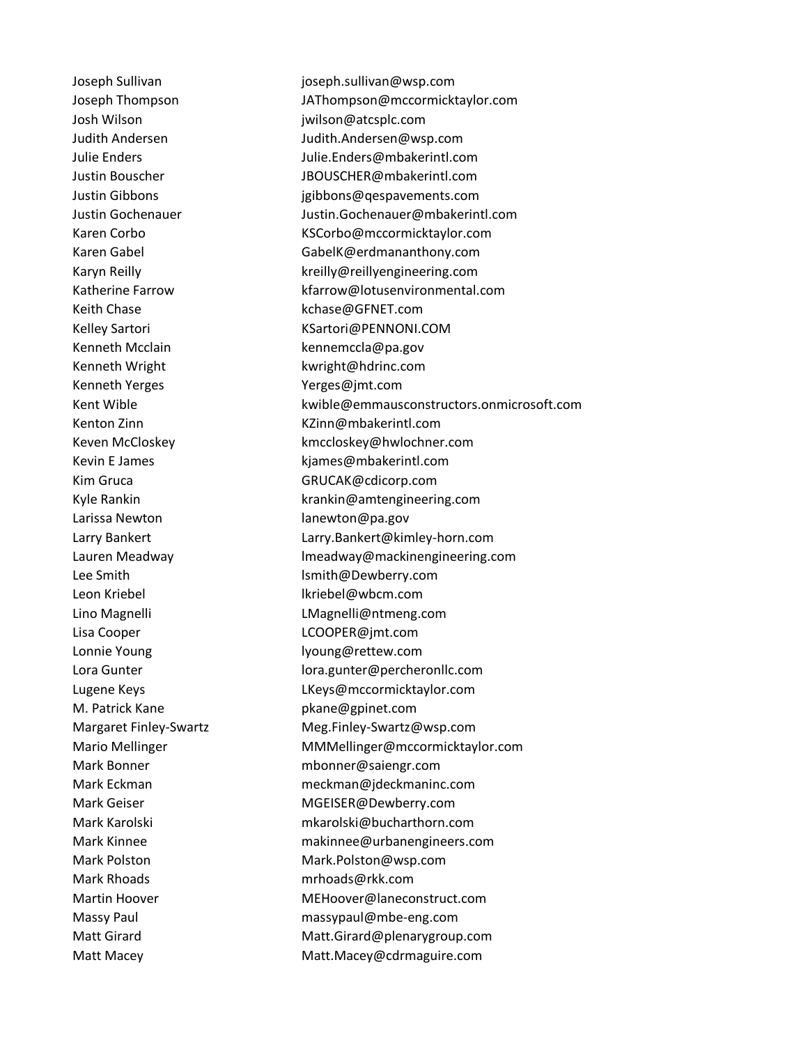| | |
|---|---|
| Joseph Sullivan | joseph.sullivan@wsp.com |
| Joseph Thompson | JAThompson@mccormicktaylor.com |
| Josh Wilson | jwilson@atcsplc.com |
| Judith Andersen | Judith.Andersen@wsp.com |
| Julie Enders | Julie.Enders@mbakerintl.com |
| Justin Bouscher | JBOUSCHER@mbakerintl.com |
| Justin Gibbons | jgibbons@qespavements.com |
| Justin Gochenauer | Justin.Gochenauer@mbakerintl.com |
| Karen Corbo | KSCorbo@mccormicktaylor.com |
| Karen Gabel | GabelK@erdmananthony.com |
| Karyn Reilly | kreilly@reillyengineering.com |
| Katherine Farrow | kfarrow@lotusenvironmental.com |
| Keith Chase | kchase@GFNET.com |
| Kelley Sartori | KSartori@PENNONI.COM |
| Kenneth Mcclain | kennemccla@pa.gov |
| Kenneth Wright | kwright@hdrinc.com |
| Kenneth Yerges | Yerges@jmt.com |
| Kent Wible | kwible@emmausconstructors.onmicrosoft.com |
| Kenton Zinn | KZinn@mbakerintl.com |
| Keven McCloskey | kmccloskey@hwlochner.com |
| Kevin E James | kjames@mbakerintl.com |
| Kim Gruca | GRUCAK@cdicorp.com |
| Kyle Rankin | krankin@amtengineering.com |
| Larissa Newton | lanewton@pa.gov |
| Larry Bankert | Larry.Bankert@kimley-horn.com |
| Lauren Meadway | lmeadway@mackinengineering.com |
| Lee Smith | lsmith@Dewberry.com |
| Leon Kriebel | lkriebel@wbcm.com |
| Lino Magnelli | LMagnelli@ntmeng.com |
| Lisa Cooper | LCOOPER@jmt.com |
| Lonnie Young | lyoung@rettew.com |
| Lora Gunter | lora.gunter@percheronllc.com |
| Lugene Keys | LKeys@mccormicktaylor.com |
| M. Patrick Kane | pkane@gpinet.com |
| Margaret Finley-Swartz | Meg.Finley-Swartz@wsp.com |
| Mario Mellinger | MMMellinger@mccormicktaylor.com |
| Mark Bonner | mbonner@saiengr.com |
| Mark Eckman | meckman@jdeckmaninc.com |
| Mark Geiser | MGEISER@Dewberry.com |
| Mark Karolski | mkarolski@bucharthorn.com |
| Mark Kinnee | makinnee@urbanengineers.com |
| Mark Polston | Mark.Polston@wsp.com |
| Mark Rhoads | mrhoads@rkk.com |
| Martin Hoover | MEHoover@laneconstruct.com |
| Massy Paul | massypaul@mbe-eng.com |
| Matt Girard | Matt.Girard@plenarygroup.com |
| Matt Macey | Matt.Macey@cdrmaguire.com |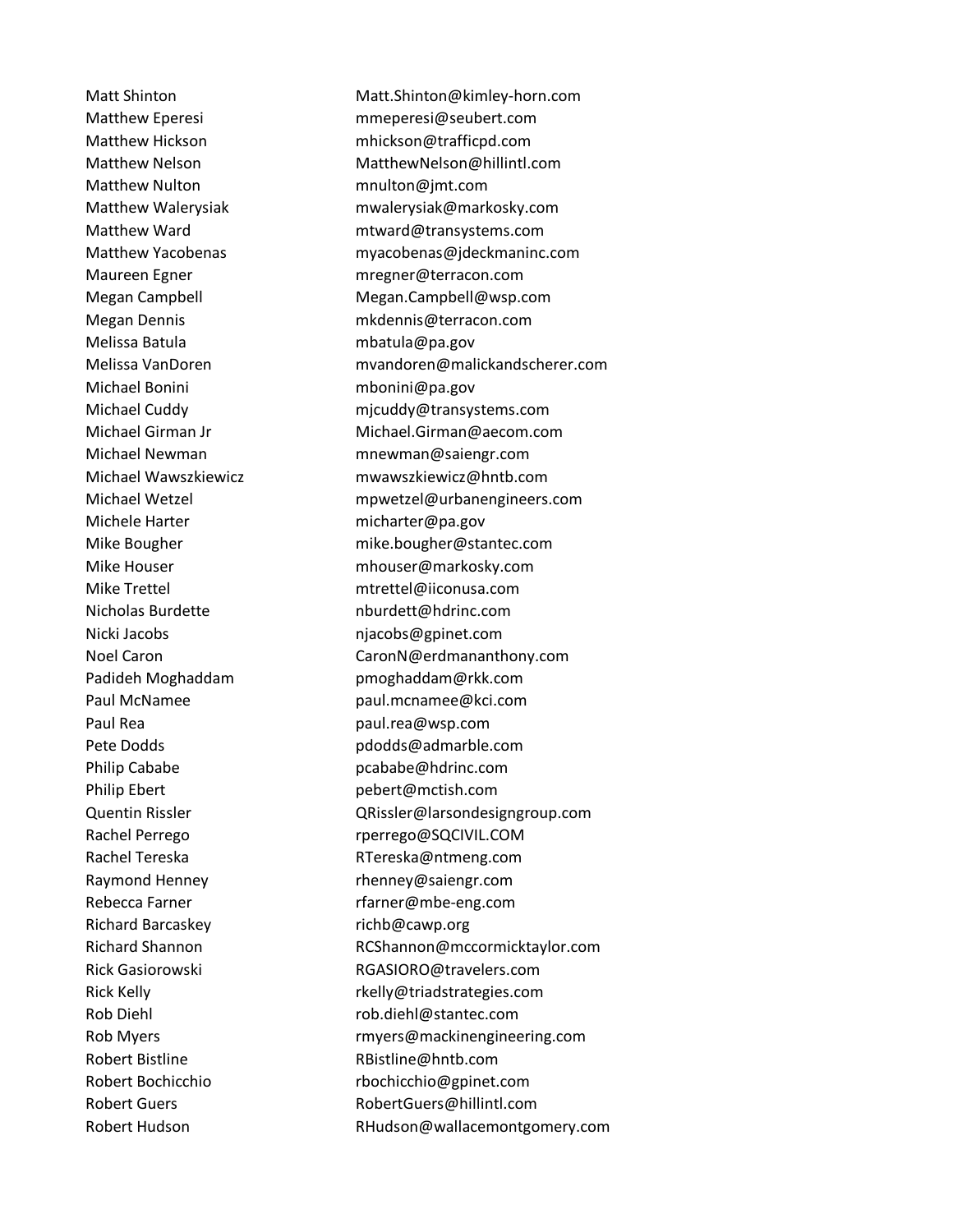| | |
|---|---|
| Matt Shinton | Matt.Shinton@kimley-horn.com |
| Matthew Eperesi | mmeperesi@seubert.com |
| Matthew Hickson | mhickson@trafficpd.com |
| Matthew Nelson | MatthewNelson@hillintl.com |
| Matthew Nulton | mnulton@jmt.com |
| Matthew Walerysiak | mwalerysiak@markosky.com |
| Matthew Ward | mtward@transystems.com |
| Matthew Yacobenas | myacobenas@jdeckmaninc.com |
| Maureen Egner | mregner@terracon.com |
| Megan Campbell | Megan.Campbell@wsp.com |
| Megan Dennis | mkdennis@terracon.com |
| Melissa Batula | mbatula@pa.gov |
| Melissa VanDoren | mvandoren@malickandscherer.com |
| Michael Bonini | mbonini@pa.gov |
| Michael Cuddy | mjcuddy@transystems.com |
| Michael Girman Jr | Michael.Girman@aecom.com |
| Michael Newman | mnewman@saiengr.com |
| Michael Wawszkiewicz | mwawszkiewicz@hntb.com |
| Michael Wetzel | mpwetzel@urbanengineers.com |
| Michele Harter | micharter@pa.gov |
| Mike Bougher | mike.bougher@stantec.com |
| Mike Houser | mhouser@markosky.com |
| Mike Trettel | mtrettel@iiconusa.com |
| Nicholas Burdette | nburdett@hdrinc.com |
| Nicki Jacobs | njacobs@gpinet.com |
| Noel Caron | CaronN@erdmananthony.com |
| Padideh Moghaddam | pmoghaddam@rkk.com |
| Paul McNamee | paul.mcnamee@kci.com |
| Paul Rea | paul.rea@wsp.com |
| Pete Dodds | pdodds@admarble.com |
| Philip Cababe | pcababe@hdrinc.com |
| Philip Ebert | pebert@mctish.com |
| Quentin Rissler | QRissler@larsondesigngroup.com |
| Rachel Perrego | rperrego@SQCIVIL.COM |
| Rachel Tereska | RTereska@ntmeng.com |
| Raymond Henney | rhenney@saiengr.com |
| Rebecca Farner | rfarner@mbe-eng.com |
| Richard Barcaskey | richb@cawp.org |
| Richard Shannon | RCShannon@mccormicktaylor.com |
| Rick Gasiorowski | RGASIORO@travelers.com |
| Rick Kelly | rkelly@triadstrategies.com |
| Rob Diehl | rob.diehl@stantec.com |
| Rob Myers | rmyers@mackinengineering.com |
| Robert Bistline | RBistline@hntb.com |
| Robert Bochicchio | rbochicchio@gpinet.com |
| Robert Guers | RobertGuers@hillintl.com |
| Robert Hudson | RHudson@wallacemontgomery.com |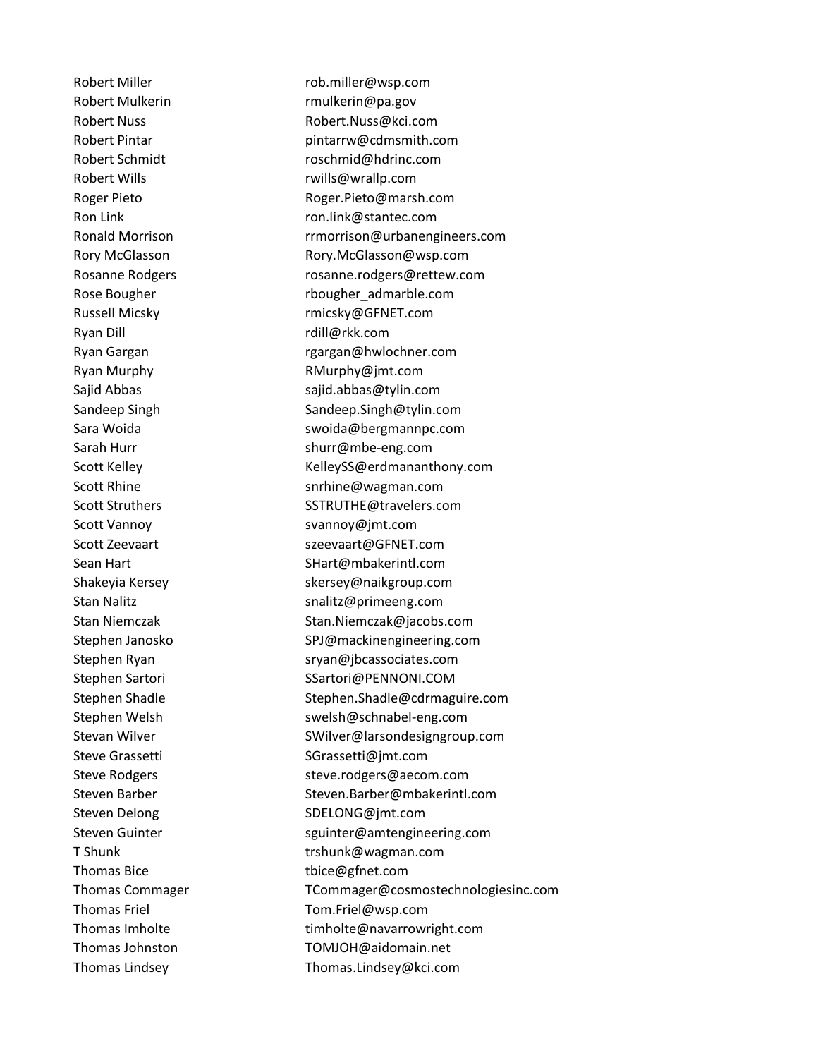| | |
|---|---|
| Robert Miller | rob.miller@wsp.com |
| Robert Mulkerin | rmulkerin@pa.gov |
| Robert Nuss | Robert.Nuss@kci.com |
| Robert Pintar | pintarrw@cdmsmith.com |
| Robert Schmidt | roschmid@hdrinc.com |
| Robert Wills | rwills@wrallp.com |
| Roger Pieto | Roger.Pieto@marsh.com |
| Ron Link | ron.link@stantec.com |
| Ronald Morrison | rrmorrison@urbanengineers.com |
| Rory McGlasson | Rory.McGlasson@wsp.com |
| Rosanne Rodgers | rosanne.rodgers@rettew.com |
| Rose Bougher | rbougher_admarble.com |
| Russell Micsky | rmicsky@GFNET.com |
| Ryan Dill | rdill@rkk.com |
| Ryan Gargan | rgargan@hwlochner.com |
| Ryan Murphy | RMurphy@jmt.com |
| Sajid Abbas | sajid.abbas@tylin.com |
| Sandeep Singh | Sandeep.Singh@tylin.com |
| Sara Woida | swoida@bergmannpc.com |
| Sarah Hurr | shurr@mbe-eng.com |
| Scott Kelley | KelleySS@erdmananthony.com |
| Scott Rhine | snrhine@wagman.com |
| Scott Struthers | SSTRUTHE@travelers.com |
| Scott Vannoy | svannoy@jmt.com |
| Scott Zeevaart | szeevaart@GFNET.com |
| Sean Hart | SHart@mbakerintl.com |
| Shakeyia Kersey | skersey@naikgroup.com |
| Stan Nalitz | snalitz@primeeng.com |
| Stan Niemczak | Stan.Niemczak@jacobs.com |
| Stephen Janosko | SPJ@mackinengineering.com |
| Stephen Ryan | sryan@jbcassociates.com |
| Stephen Sartori | SSartori@PENNONI.COM |
| Stephen Shadle | Stephen.Shadle@cdrmaguire.com |
| Stephen Welsh | swelsh@schnabel-eng.com |
| Stevan Wilver | SWilver@larsondesigngroup.com |
| Steve Grassetti | SGrassetti@jmt.com |
| Steve Rodgers | steve.rodgers@aecom.com |
| Steven Barber | Steven.Barber@mbakerintl.com |
| Steven Delong | SDELONG@jmt.com |
| Steven Guinter | sguinter@amtengineering.com |
| T Shunk | trshunk@wagman.com |
| Thomas Bice | tbice@gfnet.com |
| Thomas Commager | TCommager@cosmostechnologiesinc.com |
| Thomas Friel | Tom.Friel@wsp.com |
| Thomas Imholte | timholte@navarrowright.com |
| Thomas Johnston | TOMJOH@aidomain.net |
| Thomas Lindsey | Thomas.Lindsey@kci.com |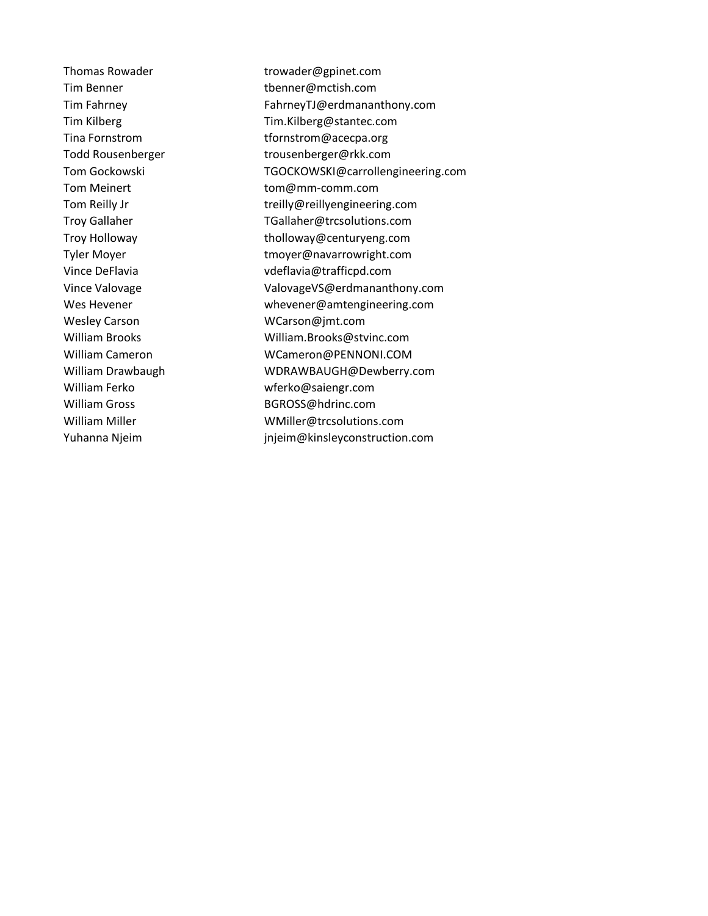| | |
|---|---|
| Thomas Rowader | trowader@gpinet.com |
| Tim Benner | tbenner@mctish.com |
| Tim Fahrney | FahrneyTJ@erdmananthony.com |
| Tim Kilberg | Tim.Kilberg@stantec.com |
| Tina Fornstrom | tfornstrom@acecpa.org |
| Todd Rousenberger | trousenberger@rkk.com |
| Tom Gockowski | TGOCKOWSKI@carrollengineering.com |
| Tom Meinert | tom@mm-comm.com |
| Tom Reilly Jr | treilly@reillyengineering.com |
| Troy Gallaher | TGallaher@trcsolutions.com |
| Troy Holloway | tholloway@centuryeng.com |
| Tyler Moyer | tmoyer@navarrowright.com |
| Vince DeFlavia | vdeflavia@trafficpd.com |
| Vince Valovage | ValovageVS@erdmananthony.com |
| Wes Hevener | whevener@amtengineering.com |
| Wesley Carson | WCarson@jmt.com |
| William Brooks | William.Brooks@stvinc.com |
| William Cameron | WCameron@PENNONI.COM |
| William Drawbaugh | WDRAWBAUGH@Dewberry.com |
| William Ferko | wferko@saiengr.com |
| William Gross | BGROSS@hdrinc.com |
| William Miller | WMiller@trcsolutions.com |
| Yuhanna Njeim | jnjeim@kinsleyconstruction.com |